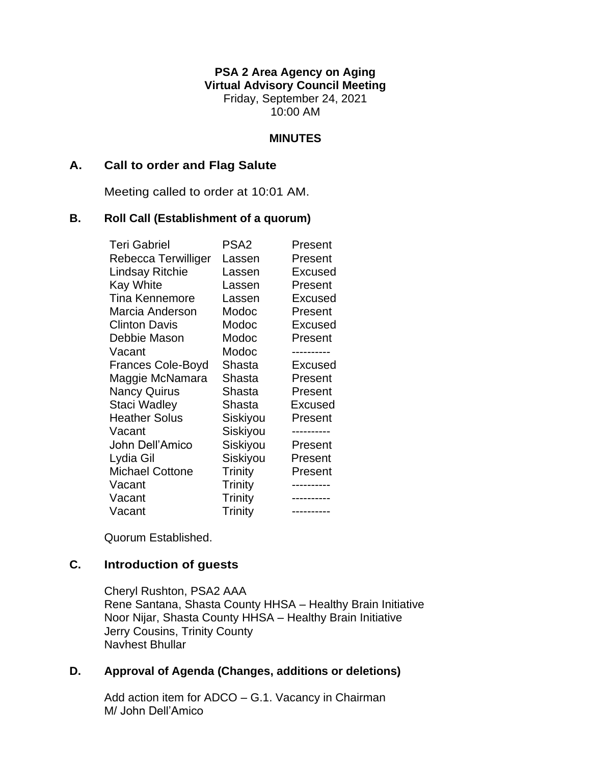**PSA 2 Area Agency on Aging**
**Virtual Advisory Council Meeting**
Friday, September 24, 2021
10:00 AM

**MINUTES**

## A. Call to order and Flag Salute

Meeting called to order at 10:01 AM.

## B. Roll Call (Establishment of a quorum)

| | | |
|---|---|---|
| Teri Gabriel | PSA2 | Present |
| Rebecca Terwilliger | Lassen | Present |
| Lindsay Ritchie | Lassen | Excused |
| Kay White | Lassen | Present |
| Tina Kennemore | Lassen | Excused |
| Marcia Anderson | Modoc | Present |
| Clinton Davis | Modoc | Excused |
| Debbie Mason | Modoc | Present |
| Vacant | Modoc | ---------- |
| Frances Cole-Boyd | Shasta | Excused |
| Maggie McNamara | Shasta | Present |
| Nancy Quirus | Shasta | Present |
| Staci Wadley | Shasta | Excused |
| Heather Solus | Siskiyou | Present |
| Vacant | Siskiyou | ---------- |
| John Dell'Amico | Siskiyou | Present |
| Lydia Gil | Siskiyou | Present |
| Michael Cottone | Trinity | Present |
| Vacant | Trinity | ---------- |
| Vacant | Trinity | ---------- |
| Vacant | Trinity | ---------- |

Quorum Established.

## C. Introduction of guests

Cheryl Rushton, PSA2 AAA
Rene Santana, Shasta County HHSA – Healthy Brain Initiative
Noor Nijar, Shasta County HHSA – Healthy Brain Initiative
Jerry Cousins, Trinity County
Navhest Bhullar

## D. Approval of Agenda (Changes, additions or deletions)

Add action item for ADCO – G.1. Vacancy in Chairman
M/ John Dell'Amico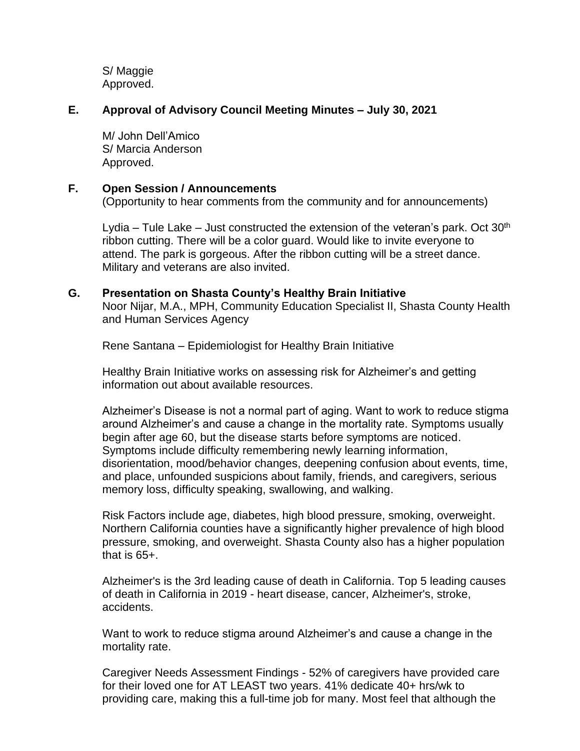S/ Maggie
Approved.

## E. Approval of Advisory Council Meeting Minutes – July 30, 2021

M/ John Dell'Amico
S/ Marcia Anderson
Approved.

## F. Open Session / Announcements

(Opportunity to hear comments from the community and for announcements)

Lydia – Tule Lake – Just constructed the extension of the veteran's park. Oct 30th ribbon cutting. There will be a color guard. Would like to invite everyone to attend. The park is gorgeous. After the ribbon cutting will be a street dance. Military and veterans are also invited.

## G. Presentation on Shasta County's Healthy Brain Initiative

Noor Nijar, M.A., MPH, Community Education Specialist II, Shasta County Health and Human Services Agency

Rene Santana – Epidemiologist for Healthy Brain Initiative

Healthy Brain Initiative works on assessing risk for Alzheimer's and getting information out about available resources.

Alzheimer's Disease is not a normal part of aging. Want to work to reduce stigma around Alzheimer's and cause a change in the mortality rate. Symptoms usually begin after age 60, but the disease starts before symptoms are noticed. Symptoms include difficulty remembering newly learning information, disorientation, mood/behavior changes, deepening confusion about events, time, and place, unfounded suspicions about family, friends, and caregivers, serious memory loss, difficulty speaking, swallowing, and walking.

Risk Factors include age, diabetes, high blood pressure, smoking, overweight. Northern California counties have a significantly higher prevalence of high blood pressure, smoking, and overweight. Shasta County also has a higher population that is 65+.

Alzheimer's is the 3rd leading cause of death in California. Top 5 leading causes of death in California in 2019 - heart disease, cancer, Alzheimer's, stroke, accidents.

Want to work to reduce stigma around Alzheimer's and cause a change in the mortality rate.

Caregiver Needs Assessment Findings - 52% of caregivers have provided care for their loved one for AT LEAST two years. 41% dedicate 40+ hrs/wk to providing care, making this a full-time job for many. Most feel that although the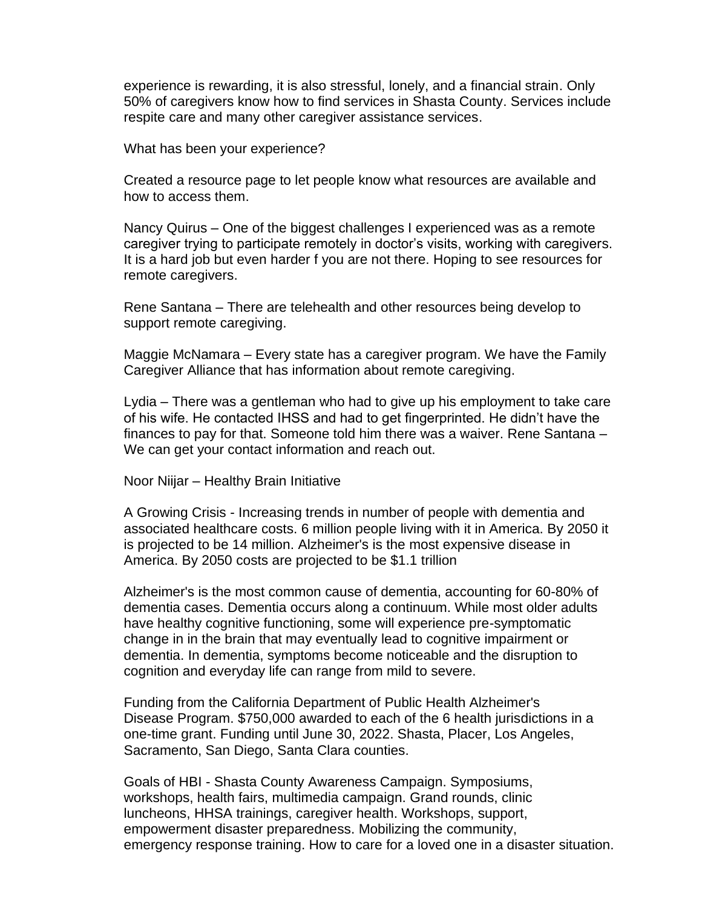experience is rewarding, it is also stressful, lonely, and a financial strain. Only 50% of caregivers know how to find services in Shasta County. Services include respite care and many other caregiver assistance services.

What has been your experience?

Created a resource page to let people know what resources are available and how to access them.

Nancy Quirus – One of the biggest challenges I experienced was as a remote caregiver trying to participate remotely in doctor's visits, working with caregivers. It is a hard job but even harder f you are not there. Hoping to see resources for remote caregivers.

Rene Santana – There are telehealth and other resources being develop to support remote caregiving.

Maggie McNamara – Every state has a caregiver program. We have the Family Caregiver Alliance that has information about remote caregiving.

Lydia – There was a gentleman who had to give up his employment to take care of his wife. He contacted IHSS and had to get fingerprinted. He didn't have the finances to pay for that. Someone told him there was a waiver. Rene Santana – We can get your contact information and reach out.

Noor Niijar – Healthy Brain Initiative

A Growing Crisis - Increasing trends in number of people with dementia and associated healthcare costs. 6 million people living with it in America. By 2050 it is projected to be 14 million. Alzheimer's is the most expensive disease in America. By 2050 costs are projected to be $1.1 trillion

Alzheimer's is the most common cause of dementia, accounting for 60-80% of dementia cases. Dementia occurs along a continuum. While most older adults have healthy cognitive functioning, some will experience pre-symptomatic change in in the brain that may eventually lead to cognitive impairment or dementia. In dementia, symptoms become noticeable and the disruption to cognition and everyday life can range from mild to severe.

Funding from the California Department of Public Health Alzheimer's Disease Program. $750,000 awarded to each of the 6 health jurisdictions in a one-time grant. Funding until June 30, 2022. Shasta, Placer, Los Angeles, Sacramento, San Diego, Santa Clara counties.

Goals of HBI - Shasta County Awareness Campaign. Symposiums, workshops, health fairs, multimedia campaign. Grand rounds, clinic luncheons, HHSA trainings, caregiver health. Workshops, support, empowerment disaster preparedness. Mobilizing the community, emergency response training. How to care for a loved one in a disaster situation.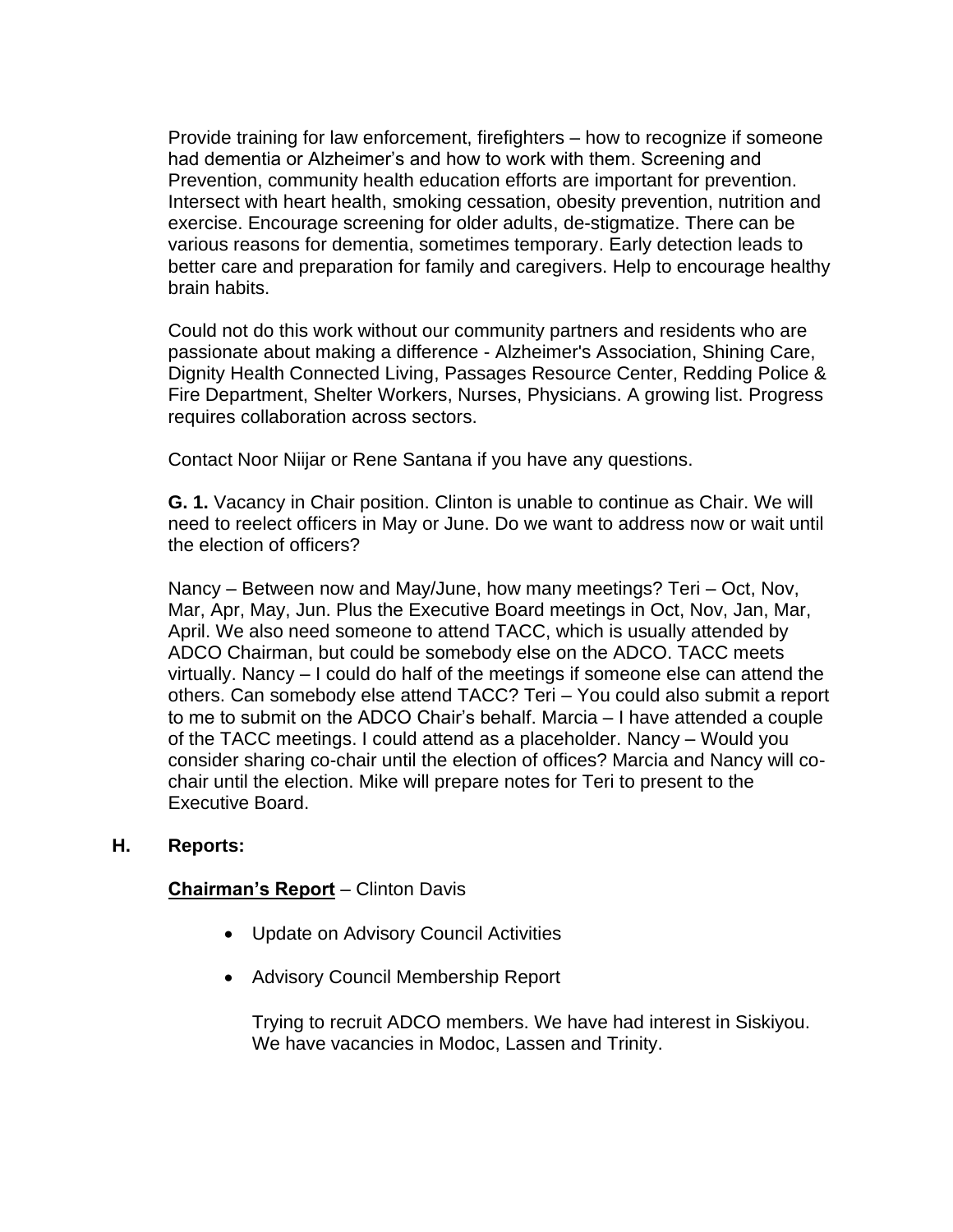Provide training for law enforcement, firefighters – how to recognize if someone had dementia or Alzheimer's and how to work with them. Screening and Prevention, community health education efforts are important for prevention. Intersect with heart health, smoking cessation, obesity prevention, nutrition and exercise. Encourage screening for older adults, de-stigmatize. There can be various reasons for dementia, sometimes temporary. Early detection leads to better care and preparation for family and caregivers. Help to encourage healthy brain habits.

Could not do this work without our community partners and residents who are passionate about making a difference - Alzheimer's Association, Shining Care, Dignity Health Connected Living, Passages Resource Center, Redding Police & Fire Department, Shelter Workers, Nurses, Physicians. A growing list. Progress requires collaboration across sectors.

Contact Noor Niijar or Rene Santana if you have any questions.

**G. 1.** Vacancy in Chair position. Clinton is unable to continue as Chair. We will need to reelect officers in May or June. Do we want to address now or wait until the election of officers?

Nancy – Between now and May/June, how many meetings? Teri – Oct, Nov, Mar, Apr, May, Jun. Plus the Executive Board meetings in Oct, Nov, Jan, Mar, April. We also need someone to attend TACC, which is usually attended by ADCO Chairman, but could be somebody else on the ADCO. TACC meets virtually. Nancy – I could do half of the meetings if someone else can attend the others. Can somebody else attend TACC? Teri – You could also submit a report to me to submit on the ADCO Chair's behalf. Marcia – I have attended a couple of the TACC meetings. I could attend as a placeholder. Nancy – Would you consider sharing co-chair until the election of offices? Marcia and Nancy will co-chair until the election. Mike will prepare notes for Teri to present to the Executive Board.

## H. Reports:

**Chairman's Report** – Clinton Davis

- Update on Advisory Council Activities
- Advisory Council Membership Report

  Trying to recruit ADCO members. We have had interest in Siskiyou. We have vacancies in Modoc, Lassen and Trinity.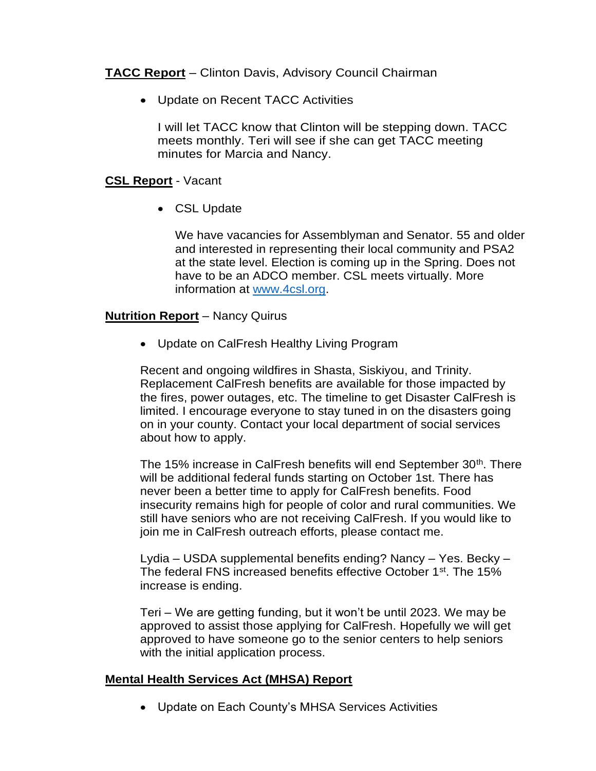**TACC Report** – Clinton Davis, Advisory Council Chairman

- Update on Recent TACC Activities

  I will let TACC know that Clinton will be stepping down. TACC meets monthly. Teri will see if she can get TACC meeting minutes for Marcia and Nancy.

**CSL Report** - Vacant

- CSL Update

  We have vacancies for Assemblyman and Senator. 55 and older and interested in representing their local community and PSA2 at the state level. Election is coming up in the Spring. Does not have to be an ADCO member. CSL meets virtually. More information at [www.4csl.org](http://www.4csl.org).

**Nutrition Report** – Nancy Quirus

- Update on CalFresh Healthy Living Program

Recent and ongoing wildfires in Shasta, Siskiyou, and Trinity. Replacement CalFresh benefits are available for those impacted by the fires, power outages, etc. The timeline to get Disaster CalFresh is limited. I encourage everyone to stay tuned in on the disasters going on in your county. Contact your local department of social services about how to apply.

The 15% increase in CalFresh benefits will end September 30th. There will be additional federal funds starting on October 1st. There has never been a better time to apply for CalFresh benefits. Food insecurity remains high for people of color and rural communities. We still have seniors who are not receiving CalFresh. If you would like to join me in CalFresh outreach efforts, please contact me.

Lydia – USDA supplemental benefits ending? Nancy – Yes. Becky – The federal FNS increased benefits effective October 1st. The 15% increase is ending.

Teri – We are getting funding, but it won't be until 2023. We may be approved to assist those applying for CalFresh. Hopefully we will get approved to have someone go to the senior centers to help seniors with the initial application process.

**Mental Health Services Act (MHSA) Report**

- Update on Each County's MHSA Services Activities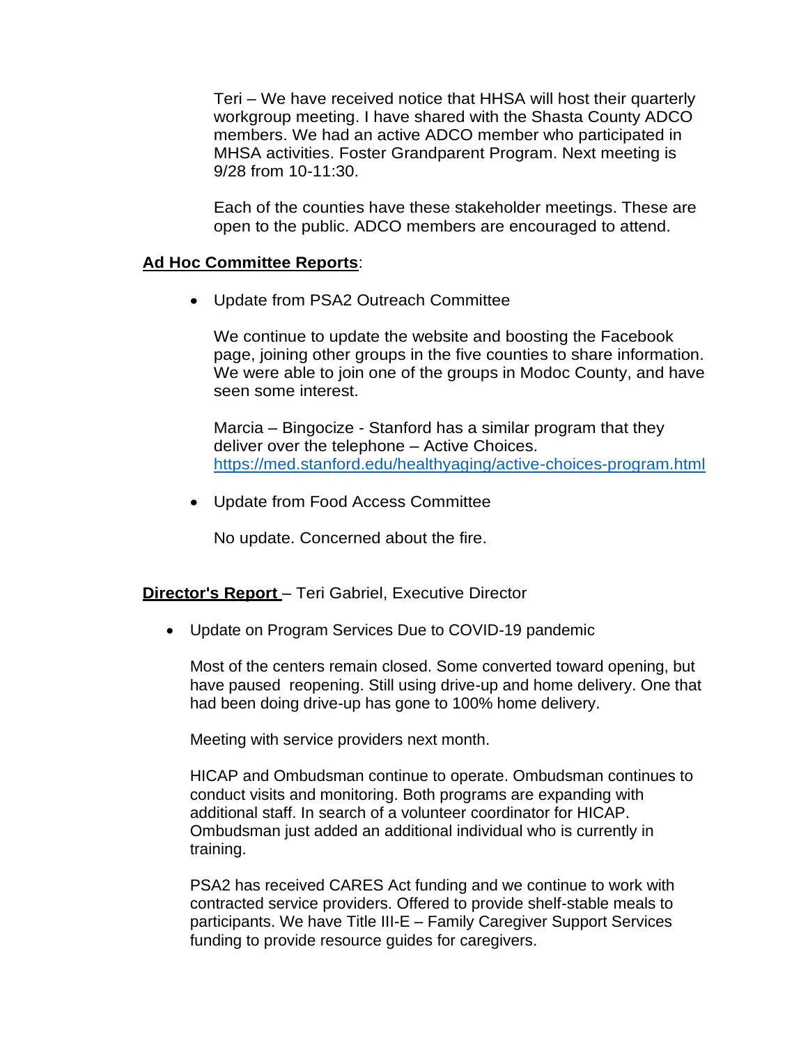Teri – We have received notice that HHSA will host their quarterly workgroup meeting. I have shared with the Shasta County ADCO members. We had an active ADCO member who participated in MHSA activities. Foster Grandparent Program. Next meeting is 9/28 from 10-11:30.

Each of the counties have these stakeholder meetings. These are open to the public. ADCO members are encouraged to attend.

**Ad Hoc Committee Reports**:

- Update from PSA2 Outreach Committee

  We continue to update the website and boosting the Facebook page, joining other groups in the five counties to share information. We were able to join one of the groups in Modoc County, and have seen some interest.

  Marcia – Bingocize - Stanford has a similar program that they deliver over the telephone – Active Choices. https://med.stanford.edu/healthyaging/active-choices-program.html

- Update from Food Access Committee

  No update. Concerned about the fire.

**Director's Report** – Teri Gabriel, Executive Director

- Update on Program Services Due to COVID-19 pandemic

  Most of the centers remain closed. Some converted toward opening, but have paused reopening. Still using drive-up and home delivery. One that had been doing drive-up has gone to 100% home delivery.

  Meeting with service providers next month.

  HICAP and Ombudsman continue to operate. Ombudsman continues to conduct visits and monitoring. Both programs are expanding with additional staff. In search of a volunteer coordinator for HICAP. Ombudsman just added an additional individual who is currently in training.

  PSA2 has received CARES Act funding and we continue to work with contracted service providers. Offered to provide shelf-stable meals to participants. We have Title III-E – Family Caregiver Support Services funding to provide resource guides for caregivers.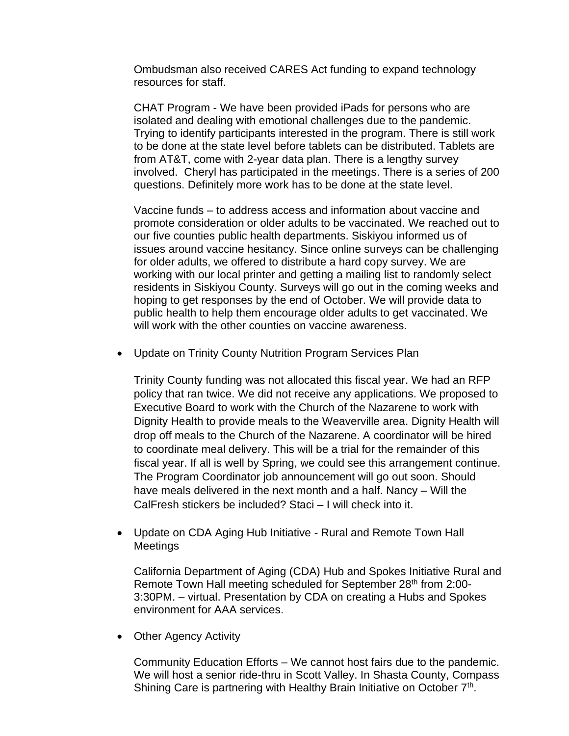Ombudsman also received CARES Act funding to expand technology resources for staff.

CHAT Program - We have been provided iPads for persons who are isolated and dealing with emotional challenges due to the pandemic. Trying to identify participants interested in the program. There is still work to be done at the state level before tablets can be distributed. Tablets are from AT&T, come with 2-year data plan. There is a lengthy survey involved. Cheryl has participated in the meetings. There is a series of 200 questions. Definitely more work has to be done at the state level.

Vaccine funds – to address access and information about vaccine and promote consideration or older adults to be vaccinated. We reached out to our five counties public health departments. Siskiyou informed us of issues around vaccine hesitancy. Since online surveys can be challenging for older adults, we offered to distribute a hard copy survey. We are working with our local printer and getting a mailing list to randomly select residents in Siskiyou County. Surveys will go out in the coming weeks and hoping to get responses by the end of October. We will provide data to public health to help them encourage older adults to get vaccinated. We will work with the other counties on vaccine awareness.

- Update on Trinity County Nutrition Program Services Plan

  Trinity County funding was not allocated this fiscal year. We had an RFP policy that ran twice. We did not receive any applications. We proposed to Executive Board to work with the Church of the Nazarene to work with Dignity Health to provide meals to the Weaverville area. Dignity Health will drop off meals to the Church of the Nazarene. A coordinator will be hired to coordinate meal delivery. This will be a trial for the remainder of this fiscal year. If all is well by Spring, we could see this arrangement continue. The Program Coordinator job announcement will go out soon. Should have meals delivered in the next month and a half. Nancy – Will the CalFresh stickers be included? Staci – I will check into it.

- Update on CDA Aging Hub Initiative - Rural and Remote Town Hall Meetings

  California Department of Aging (CDA) Hub and Spokes Initiative Rural and Remote Town Hall meeting scheduled for September 28th from 2:00-3:30PM. – virtual. Presentation by CDA on creating a Hubs and Spokes environment for AAA services.

- Other Agency Activity

  Community Education Efforts – We cannot host fairs due to the pandemic. We will host a senior ride-thru in Scott Valley. In Shasta County, Compass Shining Care is partnering with Healthy Brain Initiative on October 7th.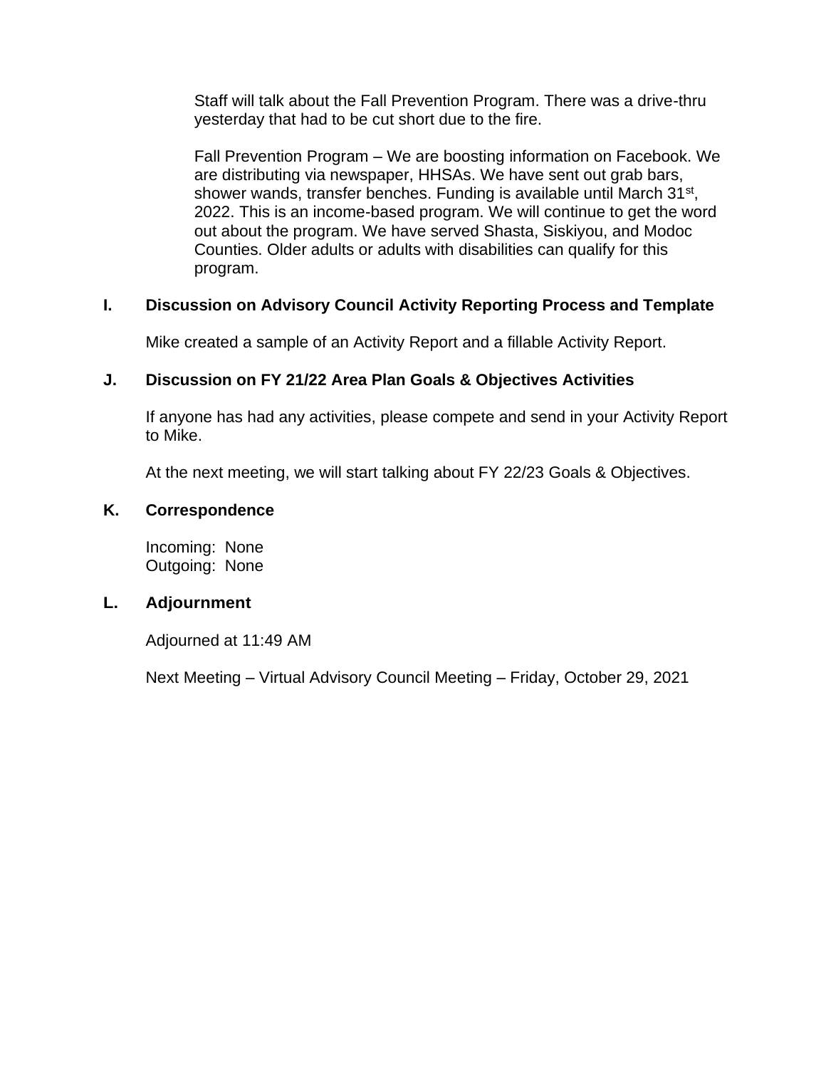Staff will talk about the Fall Prevention Program. There was a drive-thru yesterday that had to be cut short due to the fire.

Fall Prevention Program – We are boosting information on Facebook. We are distributing via newspaper, HHSAs. We have sent out grab bars, shower wands, transfer benches. Funding is available until March 31st, 2022. This is an income-based program. We will continue to get the word out about the program. We have served Shasta, Siskiyou, and Modoc Counties. Older adults or adults with disabilities can qualify for this program.

### I. Discussion on Advisory Council Activity Reporting Process and Template

Mike created a sample of an Activity Report and a fillable Activity Report.

### J. Discussion on FY 21/22 Area Plan Goals & Objectives Activities

If anyone has had any activities, please compete and send in your Activity Report to Mike.

At the next meeting, we will start talking about FY 22/23 Goals & Objectives.

### K. Correspondence

Incoming: None
Outgoing: None

### L. Adjournment

Adjourned at 11:49 AM

Next Meeting – Virtual Advisory Council Meeting – Friday, October 29, 2021